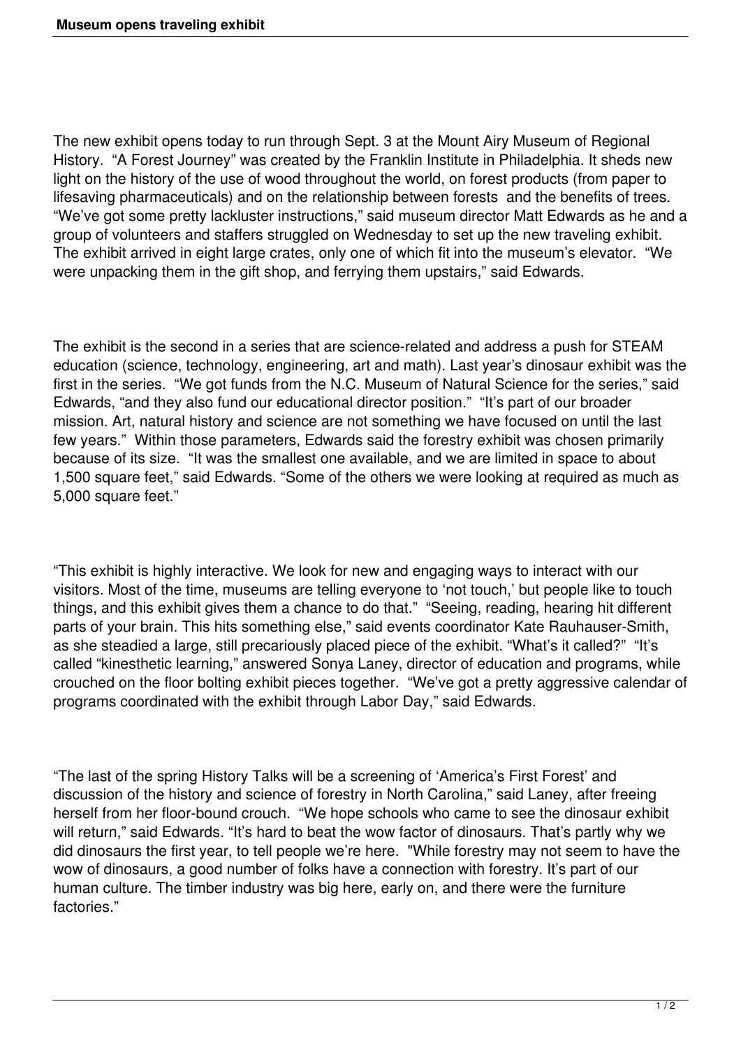The new exhibit opens today to run through Sept. 3 at the Mount Airy Museum of Regional History. "A Forest Journey" was created by the Franklin Institute in Philadelphia. It sheds new light on the history of the use of wood throughout the world, on forest products (from paper to lifesaving pharmaceuticals) and on the relationship between forests and the benefits of trees. "We've got some pretty lackluster instructions," said museum director Matt Edwards as he and a group of volunteers and staffers struggled on Wednesday to set up the new traveling exhibit. The exhibit arrived in eight large crates, only one of which fit into the museum's elevator. "We were unpacking them in the gift shop, and ferrying them upstairs," said Edwards.

The exhibit is the second in a series that are science-related and address a push for STEAM education (science, technology, engineering, art and math). Last year's dinosaur exhibit was the first in the series. "We got funds from the N.C. Museum of Natural Science for the series," said Edwards, "and they also fund our educational director position." "It's part of our broader mission. Art, natural history and science are not something we have focused on until the last few years." Within those parameters, Edwards said the forestry exhibit was chosen primarily because of its size. "It was the smallest one available, and we are limited in space to about 1,500 square feet," said Edwards. "Some of the others we were looking at required as much as 5,000 square feet."

"This exhibit is highly interactive. We look for new and engaging ways to interact with our visitors. Most of the time, museums are telling everyone to 'not touch,' but people like to touch things, and this exhibit gives them a chance to do that." "Seeing, reading, hearing hit different parts of your brain. This hits something else," said events coordinator Kate Rauhauser-Smith, as she steadied a large, still precariously placed piece of the exhibit. "What's it called?" "It's called "kinesthetic learning," answered Sonya Laney, director of education and programs, while crouched on the floor bolting exhibit pieces together. "We've got a pretty aggressive calendar of programs coordinated with the exhibit through Labor Day," said Edwards.

"The last of the spring History Talks will be a screening of 'America's First Forest' and discussion of the history and science of forestry in North Carolina," said Laney, after freeing herself from her floor-bound crouch. "We hope schools who came to see the dinosaur exhibit will return," said Edwards. "It's hard to beat the wow factor of dinosaurs. That's partly why we did dinosaurs the first year, to tell people we're here. "While forestry may not seem to have the wow of dinosaurs, a good number of folks have a connection with forestry. It's part of our human culture. The timber industry was big here, early on, and there were the furniture factories."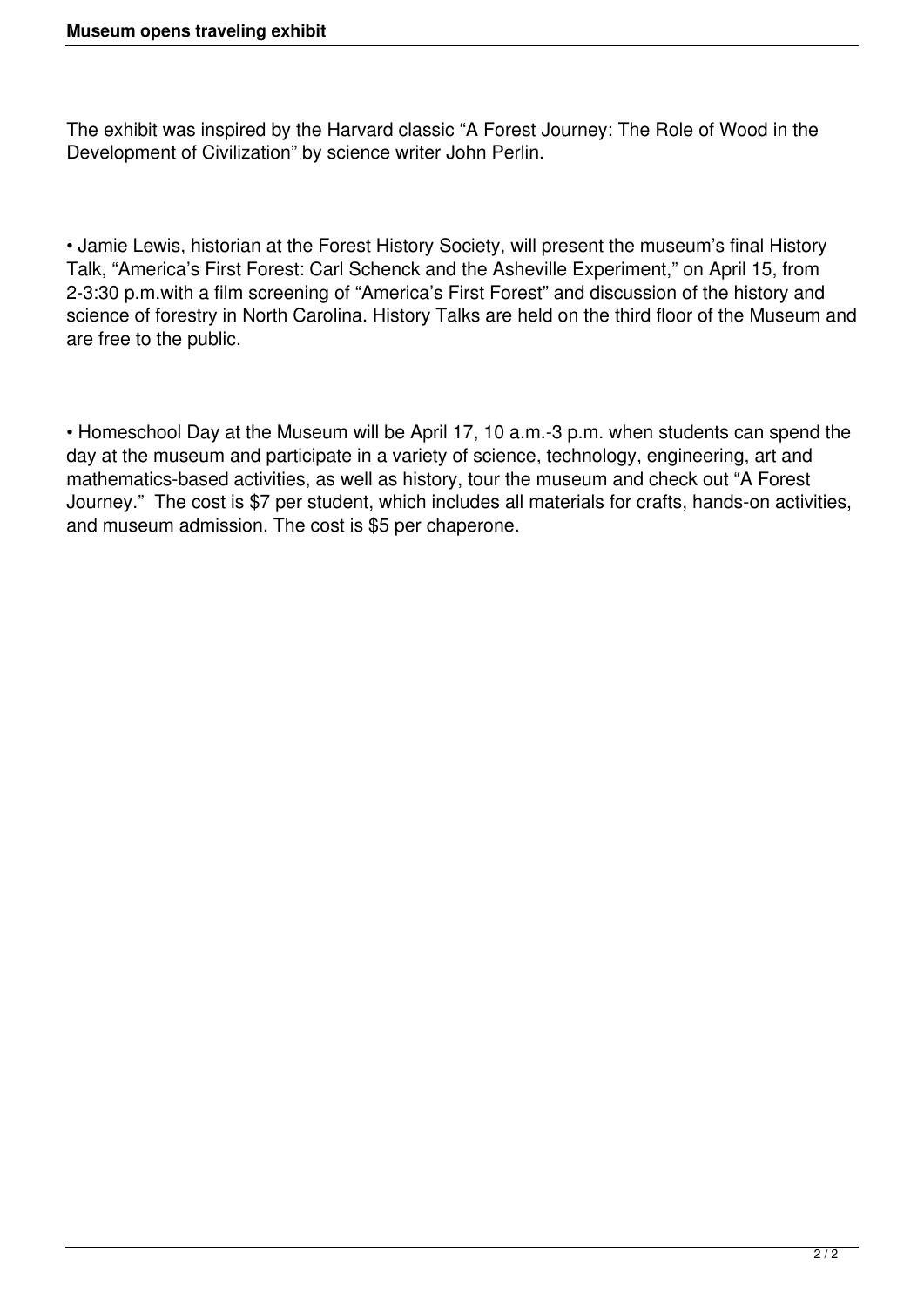The exhibit was inspired by the Harvard classic "A Forest Journey: The Role of Wood in the Development of Civilization" by science writer John Perlin.

• Jamie Lewis, historian at the Forest History Society, will present the museum's final History Talk, "America's First Forest: Carl Schenck and the Asheville Experiment," on April 15, from 2-3:30 p.m.with a film screening of "America's First Forest" and discussion of the history and science of forestry in North Carolina. History Talks are held on the third floor of the Museum and are free to the public.

• Homeschool Day at the Museum will be April 17, 10 a.m.-3 p.m. when students can spend the day at the museum and participate in a variety of science, technology, engineering, art and mathematics-based activities, as well as history, tour the museum and check out "A Forest Journey." The cost is $7 per student, which includes all materials for crafts, hands-on activities, and museum admission. The cost is $5 per chaperone.